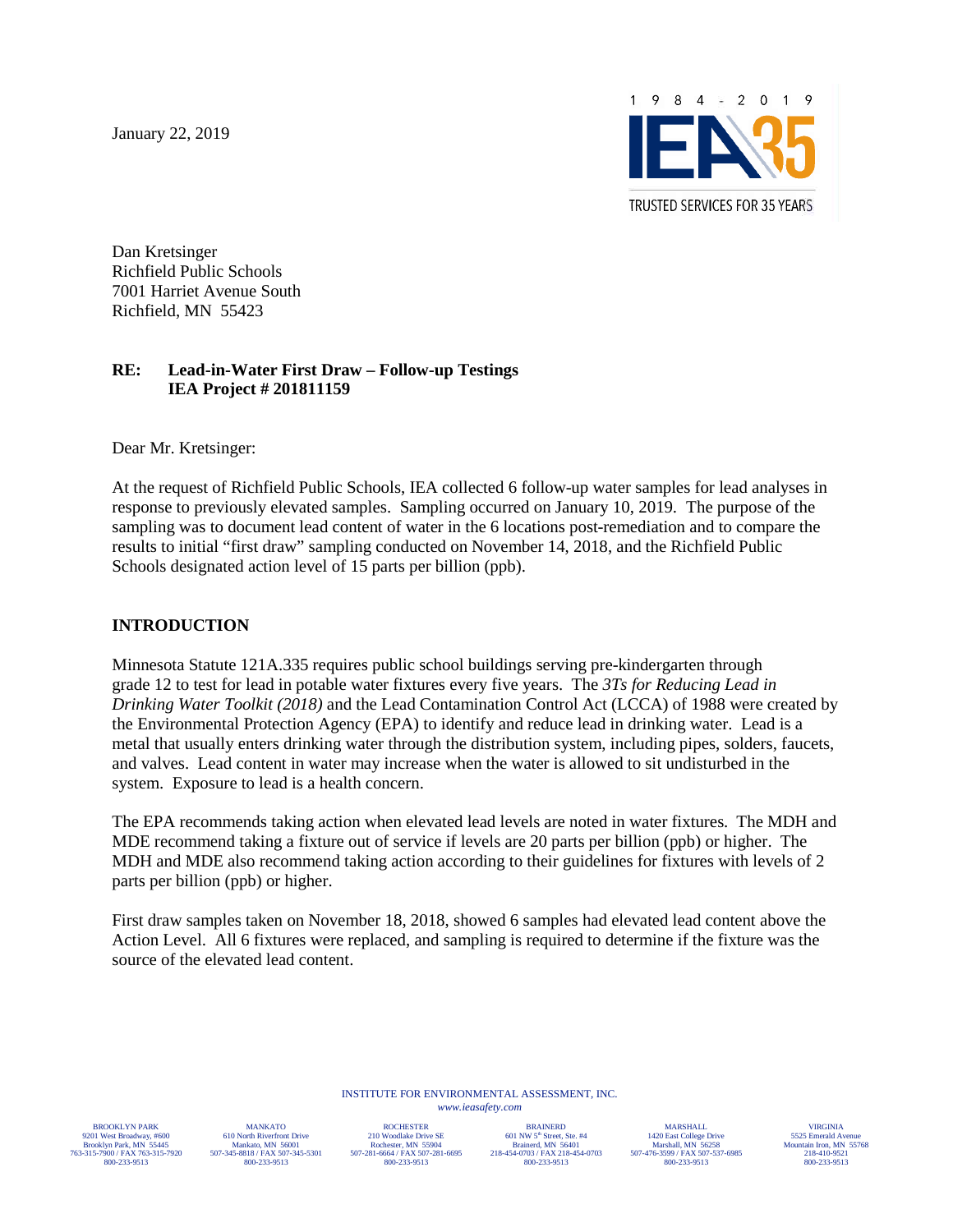January 22, 2019

1 9 8 4 - 2 0 1 9
IEA 35
TRUSTED SERVICES FOR 35 YEARS

Dan Kretsinger
Richfield Public Schools
7001 Harriet Avenue South
Richfield, MN 55423

**RE: Lead-in-Water First Draw – Follow-up Testings**
**IEA Project # 201811159**

Dear Mr. Kretsinger:

At the request of Richfield Public Schools, IEA collected 6 follow-up water samples for lead analyses in response to previously elevated samples. Sampling occurred on January 10, 2019. The purpose of the sampling was to document lead content of water in the 6 locations post-remediation and to compare the results to initial "first draw" sampling conducted on November 14, 2018, and the Richfield Public Schools designated action level of 15 parts per billion (ppb).

## INTRODUCTION

Minnesota Statute 121A.335 requires public school buildings serving pre-kindergarten through grade 12 to test for lead in potable water fixtures every five years. The *3Ts for Reducing Lead in Drinking Water Toolkit (2018)* and the Lead Contamination Control Act (LCCA) of 1988 were created by the Environmental Protection Agency (EPA) to identify and reduce lead in drinking water. Lead is a metal that usually enters drinking water through the distribution system, including pipes, solders, faucets, and valves. Lead content in water may increase when the water is allowed to sit undisturbed in the system. Exposure to lead is a health concern.

The EPA recommends taking action when elevated lead levels are noted in water fixtures. The MDH and MDE recommend taking a fixture out of service if levels are 20 parts per billion (ppb) or higher. The MDH and MDE also recommend taking action according to their guidelines for fixtures with levels of 2 parts per billion (ppb) or higher.

First draw samples taken on November 18, 2018, showed 6 samples had elevated lead content above the Action Level. All 6 fixtures were replaced, and sampling is required to determine if the fixture was the source of the elevated lead content.

INSTITUTE FOR ENVIRONMENTAL ASSESSMENT, INC.
*www.ieasafety.com*

BROOKLYN PARK
9201 West Broadway, #600
Brooklyn Park, MN 55445
763-315-7900 / FAX 763-315-7920
800-233-9513

MANKATO
610 North Riverfront Drive
Mankato, MN 56001
507-345-8818 / FAX 507-345-5301
800-233-9513

ROCHESTER
210 Woodlake Drive SE
Rochester, MN 55904
507-281-6664 / FAX 507-281-6695
800-233-9513

BRAINERD
601 NW 5th Street, Ste. #4
Brainerd, MN 56401
218-454-0703 / FAX 218-454-0703
800-233-9513

MARSHALL
1420 East College Drive
Marshall, MN 56258
507-476-3599 / FAX 507-537-6985
800-233-9513

VIRGINIA
5525 Emerald Avenue
Mountain Iron, MN 55768
218-410-9521
800-233-9513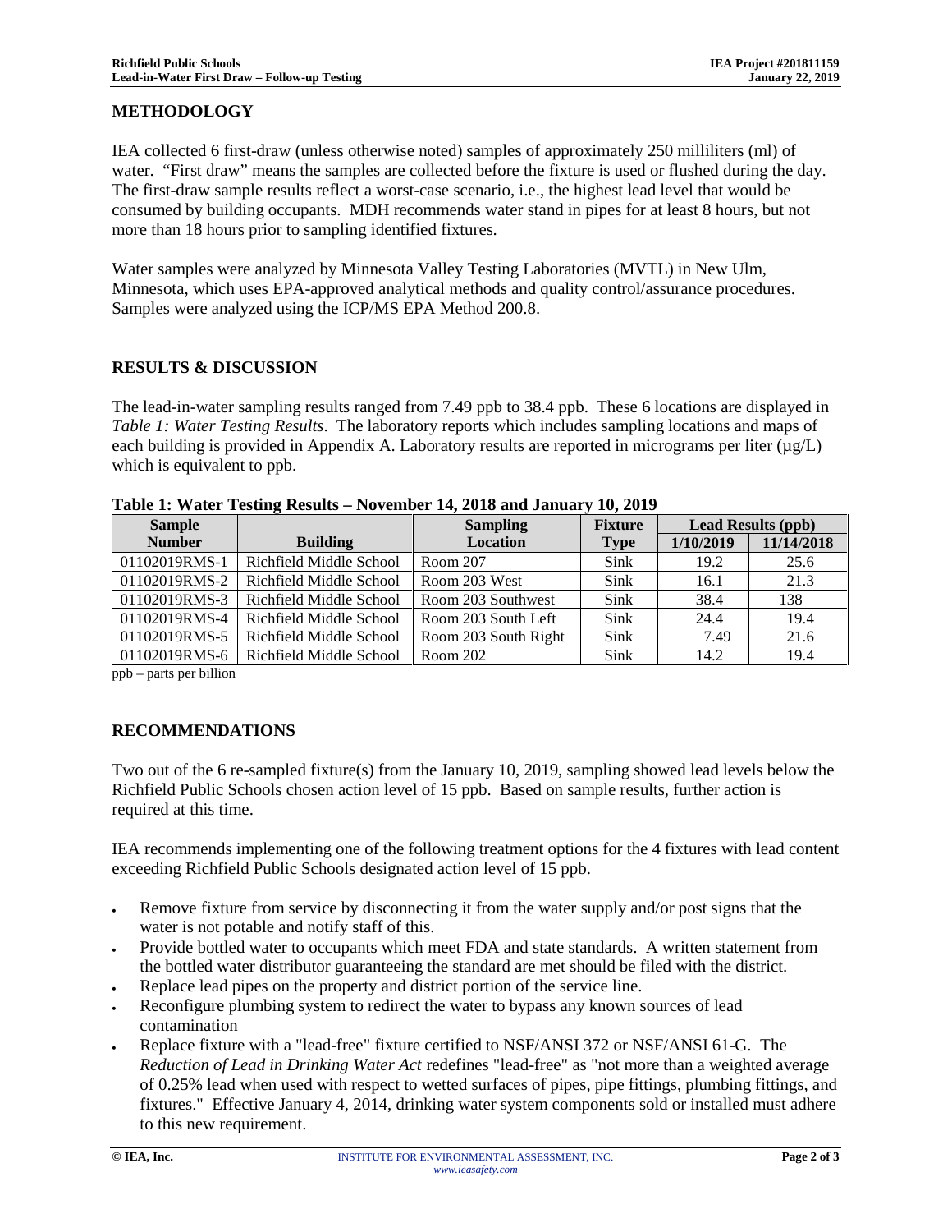## METHODOLOGY

IEA collected 6 first-draw (unless otherwise noted) samples of approximately 250 milliliters (ml) of water. "First draw" means the samples are collected before the fixture is used or flushed during the day. The first-draw sample results reflect a worst-case scenario, i.e., the highest lead level that would be consumed by building occupants. MDH recommends water stand in pipes for at least 8 hours, but not more than 18 hours prior to sampling identified fixtures.

Water samples were analyzed by Minnesota Valley Testing Laboratories (MVTL) in New Ulm, Minnesota, which uses EPA-approved analytical methods and quality control/assurance procedures. Samples were analyzed using the ICP/MS EPA Method 200.8.

## RESULTS & DISCUSSION

The lead-in-water sampling results ranged from 7.49 ppb to 38.4 ppb. These 6 locations are displayed in *Table 1: Water Testing Results*. The laboratory reports which includes sampling locations and maps of each building is provided in Appendix A. Laboratory results are reported in micrograms per liter (µg/L) which is equivalent to ppb.

**Table 1: Water Testing Results – November 14, 2018 and January 10, 2019**

| Sample Number | Building | Sampling Location | Fixture Type | Lead Results (ppb) | |
|---|---|---|---|---|---|
| | | | | 1/10/2019 | 11/14/2018 |
| 01102019RMS-1 | Richfield Middle School | Room 207 | Sink | 19.2 | 25.6 |
| 01102019RMS-2 | Richfield Middle School | Room 203 West | Sink | 16.1 | 21.3 |
| 01102019RMS-3 | Richfield Middle School | Room 203 Southwest | Sink | 38.4 | 138 |
| 01102019RMS-4 | Richfield Middle School | Room 203 South Left | Sink | 24.4 | 19.4 |
| 01102019RMS-5 | Richfield Middle School | Room 203 South Right | Sink | 7.49 | 21.6 |
| 01102019RMS-6 | Richfield Middle School | Room 202 | Sink | 14.2 | 19.4 |

ppb – parts per billion

## RECOMMENDATIONS

Two out of the 6 re-sampled fixture(s) from the January 10, 2019, sampling showed lead levels below the Richfield Public Schools chosen action level of 15 ppb. Based on sample results, further action is required at this time.

IEA recommends implementing one of the following treatment options for the 4 fixtures with lead content exceeding Richfield Public Schools designated action level of 15 ppb.

- Remove fixture from service by disconnecting it from the water supply and/or post signs that the water is not potable and notify staff of this.
- Provide bottled water to occupants which meet FDA and state standards. A written statement from the bottled water distributor guaranteeing the standard are met should be filed with the district.
- Replace lead pipes on the property and district portion of the service line.
- Reconfigure plumbing system to redirect the water to bypass any known sources of lead contamination
- Replace fixture with a "lead-free" fixture certified to NSF/ANSI 372 or NSF/ANSI 61-G. The *Reduction of Lead in Drinking Water Act* redefines "lead-free" as "not more than a weighted average of 0.25% lead when used with respect to wetted surfaces of pipes, pipe fittings, plumbing fittings, and fixtures." Effective January 4, 2014, drinking water system components sold or installed must adhere to this new requirement.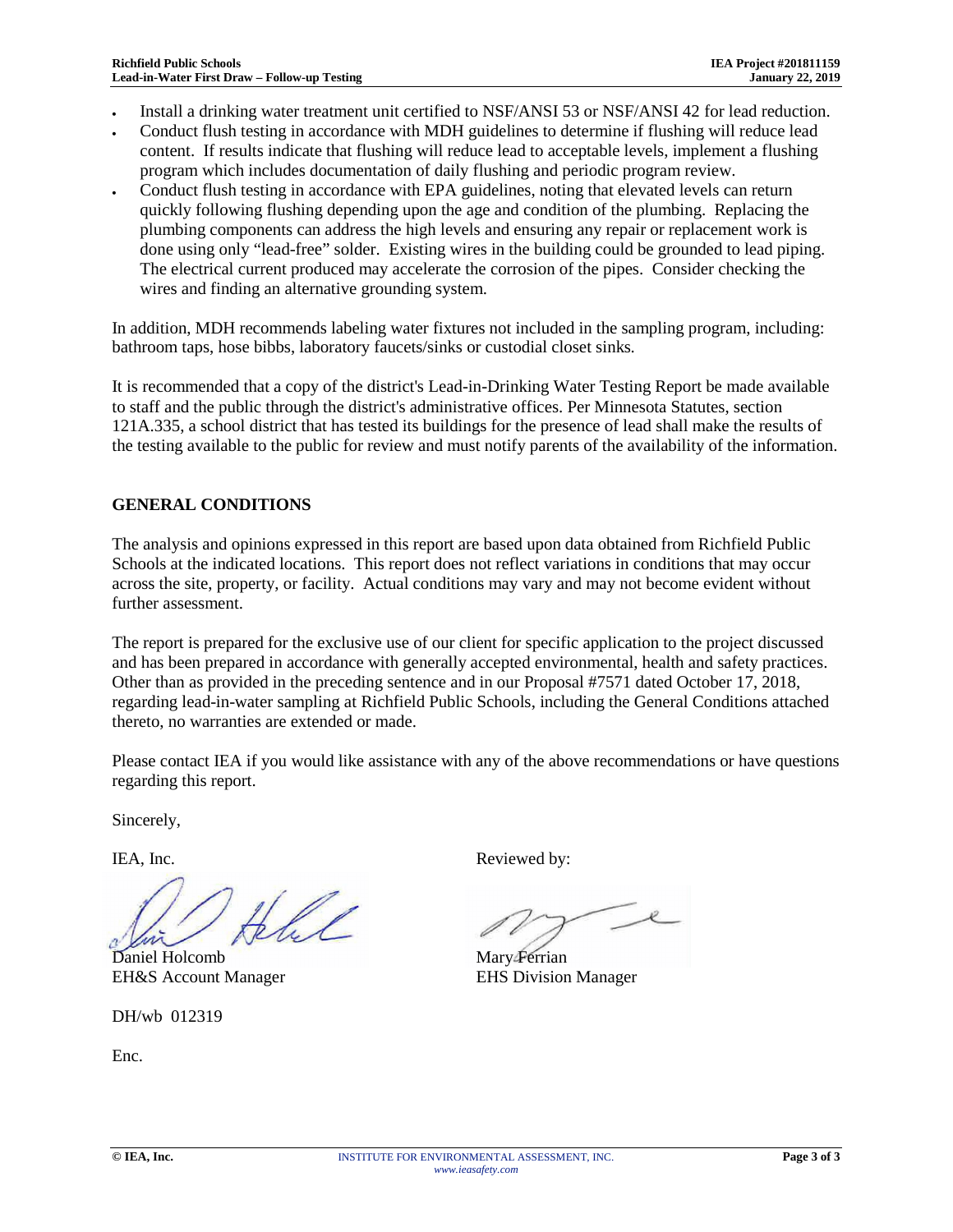- Install a drinking water treatment unit certified to NSF/ANSI 53 or NSF/ANSI 42 for lead reduction.
- Conduct flush testing in accordance with MDH guidelines to determine if flushing will reduce lead content. If results indicate that flushing will reduce lead to acceptable levels, implement a flushing program which includes documentation of daily flushing and periodic program review.
- Conduct flush testing in accordance with EPA guidelines, noting that elevated levels can return quickly following flushing depending upon the age and condition of the plumbing. Replacing the plumbing components can address the high levels and ensuring any repair or replacement work is done using only "lead-free" solder. Existing wires in the building could be grounded to lead piping. The electrical current produced may accelerate the corrosion of the pipes. Consider checking the wires and finding an alternative grounding system.

In addition, MDH recommends labeling water fixtures not included in the sampling program, including: bathroom taps, hose bibbs, laboratory faucets/sinks or custodial closet sinks.

It is recommended that a copy of the district's Lead-in-Drinking Water Testing Report be made available to staff and the public through the district's administrative offices. Per Minnesota Statutes, section 121A.335, a school district that has tested its buildings for the presence of lead shall make the results of the testing available to the public for review and must notify parents of the availability of the information.

## GENERAL CONDITIONS

The analysis and opinions expressed in this report are based upon data obtained from Richfield Public Schools at the indicated locations. This report does not reflect variations in conditions that may occur across the site, property, or facility. Actual conditions may vary and may not become evident without further assessment.

The report is prepared for the exclusive use of our client for specific application to the project discussed and has been prepared in accordance with generally accepted environmental, health and safety practices. Other than as provided in the preceding sentence and in our Proposal #7571 dated October 17, 2018, regarding lead-in-water sampling at Richfield Public Schools, including the General Conditions attached thereto, no warranties are extended or made.

Please contact IEA if you would like assistance with any of the above recommendations or have questions regarding this report.

Sincerely,

IEA, Inc.

Daniel Holcomb
EH&S Account Manager

Reviewed by:

Mary Ferrian
EHS Division Manager

DH/wb 012319

Enc.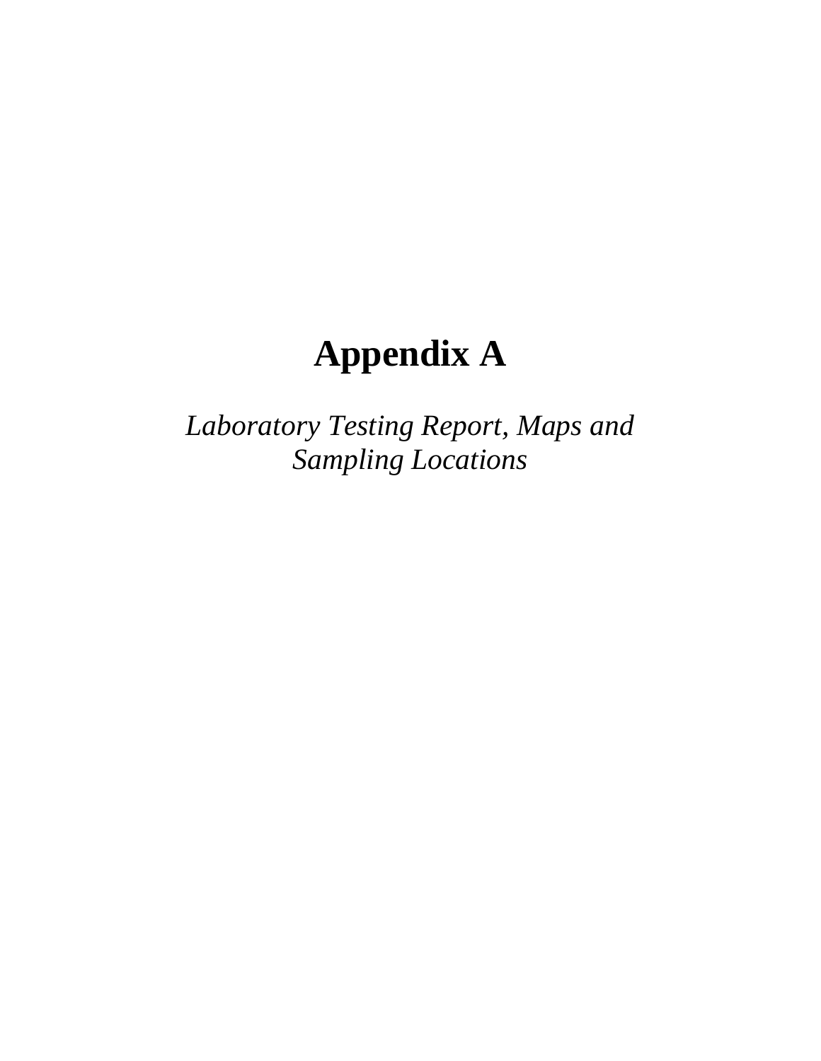# Appendix A

*Laboratory Testing Report, Maps and Sampling Locations*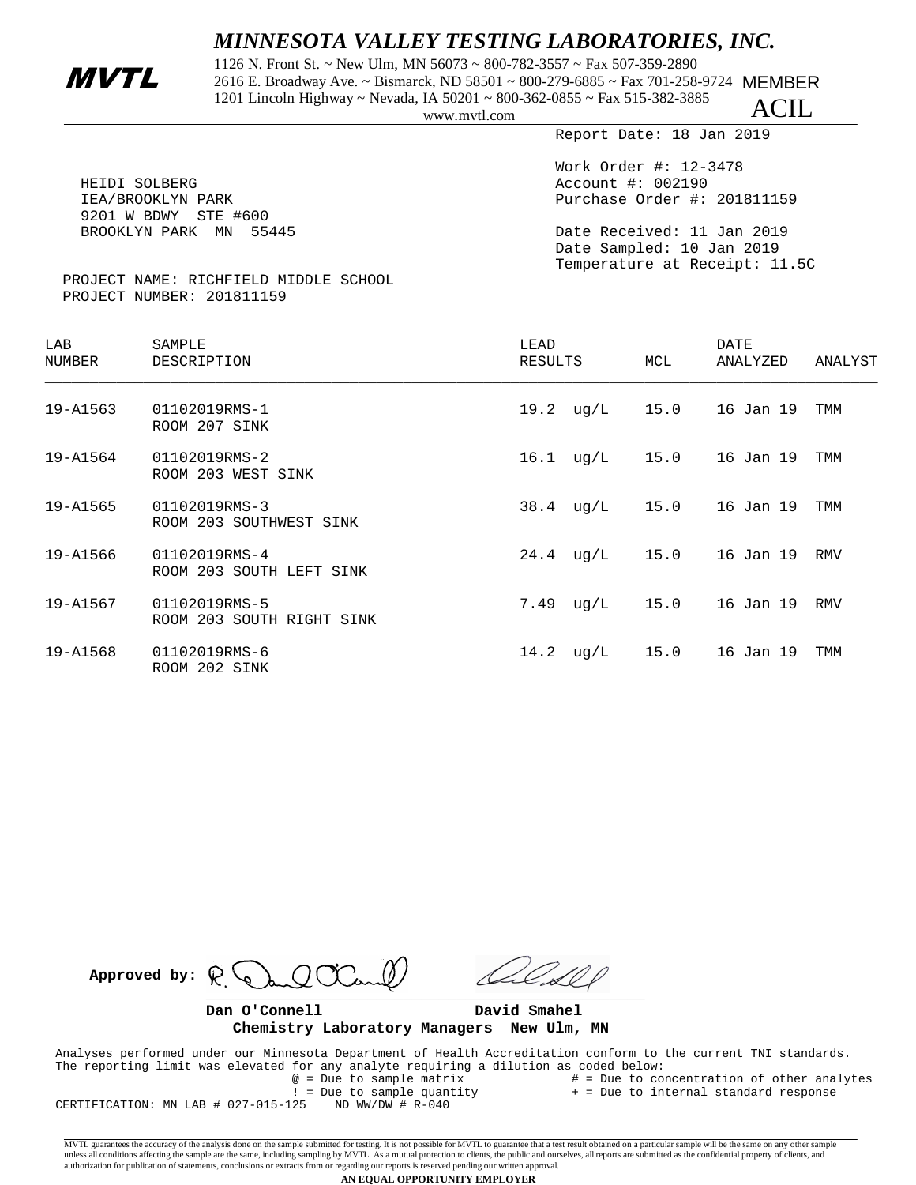# MINNESOTA VALLEY TESTING LABORATORIES, INC.

**MVTL**

1126 N. Front St. ~ New Ulm, MN 56073 ~ 800-782-3557 ~ Fax 507-359-2890
2616 E. Broadway Ave. ~ Bismarck, ND 58501 ~ 800-279-6885 ~ Fax 701-258-9724
1201 Lincoln Highway ~ Nevada, IA 50201 ~ 800-362-0855 ~ Fax 515-382-3885
www.mvtl.com

MEMBER ACIL

Report Date: 18 Jan 2019

HEIDI SOLBERG
IEA/BROOKLYN PARK
9201 W BDWY STE #600
BROOKLYN PARK MN 55445

Work Order #: 12-3478
Account #: 002190
Purchase Order #: 201811159

Date Received: 11 Jan 2019
Date Sampled: 10 Jan 2019
Temperature at Receipt: 11.5C

PROJECT NAME: RICHFIELD MIDDLE SCHOOL
PROJECT NUMBER: 201811159

| LAB NUMBER | SAMPLE DESCRIPTION | LEAD RESULTS | MCL | DATE ANALYZED | ANALYST |
|---|---|---|---|---|---|
| 19-A1563 | 01102019RMS-1 ROOM 207 SINK | 19.2 ug/L | 15.0 | 16 Jan 19 | TMM |
| 19-A1564 | 01102019RMS-2 ROOM 203 WEST SINK | 16.1 ug/L | 15.0 | 16 Jan 19 | TMM |
| 19-A1565 | 01102019RMS-3 ROOM 203 SOUTHWEST SINK | 38.4 ug/L | 15.0 | 16 Jan 19 | TMM |
| 19-A1566 | 01102019RMS-4 ROOM 203 SOUTH LEFT SINK | 24.4 ug/L | 15.0 | 16 Jan 19 | RMV |
| 19-A1567 | 01102019RMS-5 ROOM 203 SOUTH RIGHT SINK | 7.49 ug/L | 15.0 | 16 Jan 19 | RMV |
| 19-A1568 | 01102019RMS-6 ROOM 202 SINK | 14.2 ug/L | 15.0 | 16 Jan 19 | TMM |

**Approved by:**

**Dan O'Connell** **David Smahel**
**Chemistry Laboratory Managers New Ulm, MN**

Analyses performed under our Minnesota Department of Health Accreditation conform to the current TNI standards.
The reporting limit was elevated for any analyte requiring a dilution as coded below:

@ = Due to sample matrix # = Due to concentration of other analytes
! = Due to sample quantity + = Due to internal standard response

CERTIFICATION: MN LAB # 027-015-125 ND WW/DW # R-040

MVTL guarantees the accuracy of the analysis done on the sample submitted for testing. It is not possible for MVTL to guarantee that a test result obtained on a particular sample will be the same on any other sample unless all conditions affecting the sample are the same, including sampling by MVTL. As a mutual protection to clients, the public and ourselves, all reports are submitted as the confidential property of clients, and authorization for publication of statements, conclusions or extracts from or regarding our reports is reserved pending our written approval.

**AN EQUAL OPPORTUNITY EMPLOYER**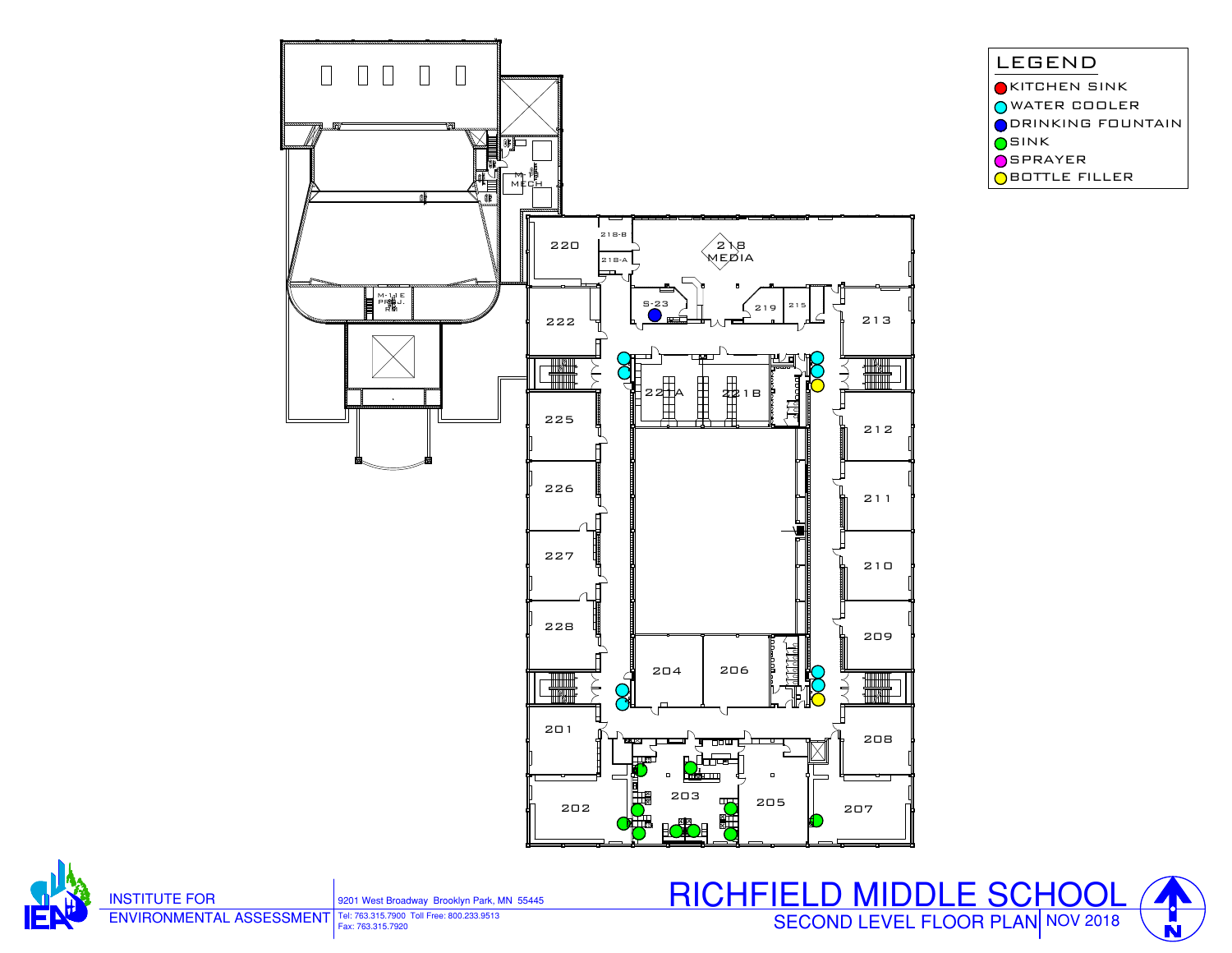# RICHFIELD MIDDLE SCHOOL

## SECOND LEVEL FLOOR PLAN

NOV 2018

**LEGEND**

- KITCHEN SINK
- WATER COOLER
- DRINKING FOUNTAIN
- SINK
- SPRAYER
- BOTTLE FILLER

M-1 MECH

M-11E PROJ. RM

220

218-B

218-A

218 MEDIA

S-23

219

215

222

213

221A

221B

225

212

226

211

227

210

228

209

204

206

201

208

203

205

202

207

INSTITUTE FOR ENVIRONMENTAL ASSESSMENT

9201 West Broadway Brooklyn Park, MN 55445

Tel: 763.315.7900 Toll Free: 800.233.9513

Fax: 763.315.7920